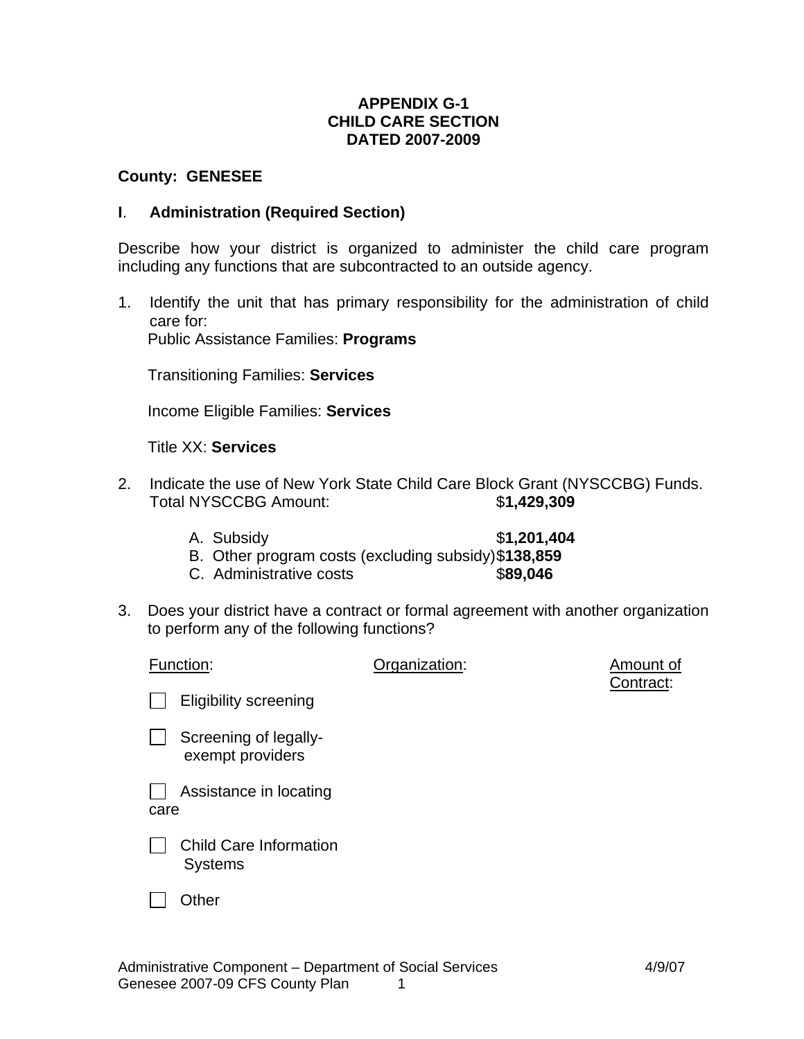# APPENDIX G-1
# CHILD CARE SECTION
# DATED 2007-2009

**County: GENESEE**

## I. Administration (Required Section)

Describe how your district is organized to administer the child care program including any functions that are subcontracted to an outside agency.

1. Identify the unit that has primary responsibility for the administration of child care for:

   Public Assistance Families: **Programs**

   Transitioning Families: **Services**

   Income Eligible Families: **Services**

   Title XX: **Services**

2. Indicate the use of New York State Child Care Block Grant (NYSCCBG) Funds.
   Total NYSCCBG Amount: $**1,429,309**

   A. Subsidy $**1,201,404**
   B. Other program costs (excluding subsidy) $**138,859**
   C. Administrative costs $**89,046**

3. Does your district have a contract or formal agreement with another organization to perform any of the following functions?

| Function: | Organization: | Amount of Contract: |
|---|---|---|
| ☐ Eligibility screening | | |
| ☐ Screening of legally-exempt providers | | |
| ☐ Assistance in locating care | | |
| ☐ Child Care Information Systems | | |
| ☐ Other | | |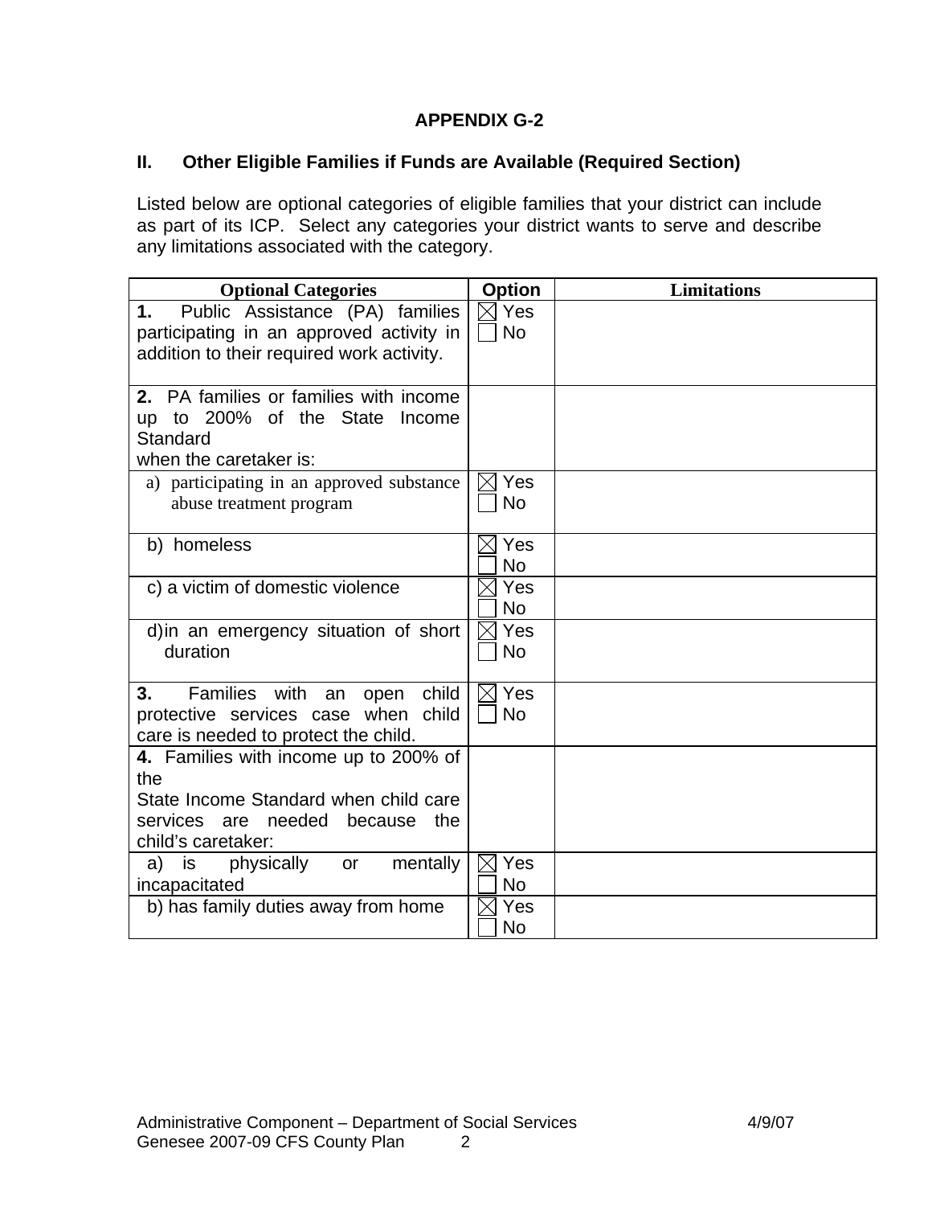## APPENDIX G-2

### II. Other Eligible Families if Funds are Available (Required Section)

Listed below are optional categories of eligible families that your district can include as part of its ICP. Select any categories your district wants to serve and describe any limitations associated with the category.

| Optional Categories | Option | Limitations |
|---|---|---|
| **1.** Public Assistance (PA) families participating in an approved activity in addition to their required work activity. | ☒ Yes<br>☐ No | |
| **2.** PA families or families with income up to 200% of the State Income Standard when the caretaker is: | | |
| a) participating in an approved substance abuse treatment program | ☒ Yes<br>☐ No | |
| b) homeless | ☒ Yes<br>☐ No | |
| c) a victim of domestic violence | ☒ Yes<br>☐ No | |
| d) in an emergency situation of short duration | ☒ Yes<br>☐ No | |
| **3.** Families with an open child protective services case when child care is needed to protect the child. | ☒ Yes<br>☐ No | |
| **4.** Families with income up to 200% of the State Income Standard when child care services are needed because the child's caretaker: | | |
| a) is physically or mentally incapacitated | ☒ Yes<br>☐ No | |
| b) has family duties away from home | ☒ Yes<br>☐ No | |

Administrative Component – Department of Social Services 4/9/07
Genesee 2007-09 CFS County Plan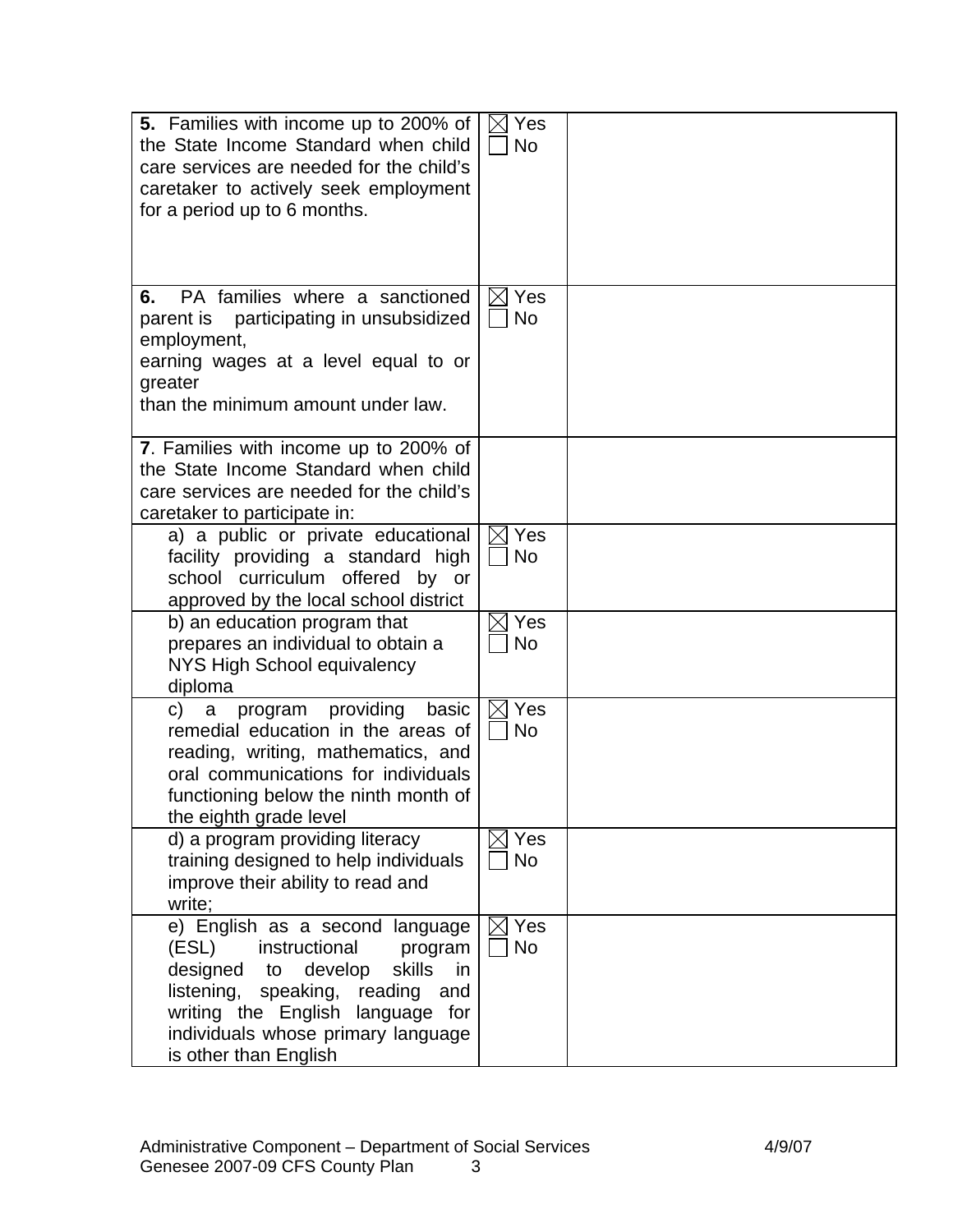| | | |
|---|---|---|
| **5.** Families with income up to 200% of the State Income Standard when child care services are needed for the child's caretaker to actively seek employment for a period up to 6 months. | ☒ Yes<br>☐ No | |
| **6.** PA families where a sanctioned parent is participating in unsubsidized employment, earning wages at a level equal to or greater than the minimum amount under law. | ☒ Yes<br>☐ No | |
| **7**. Families with income up to 200% of the State Income Standard when child care services are needed for the child's caretaker to participate in: | | |
| a) a public or private educational facility providing a standard high school curriculum offered by or approved by the local school district | ☒ Yes<br>☐ No | |
| b) an education program that prepares an individual to obtain a NYS High School equivalency diploma | ☒ Yes<br>☐ No | |
| c) a program providing basic remedial education in the areas of reading, writing, mathematics, and oral communications for individuals functioning below the ninth month of the eighth grade level | ☒ Yes<br>☐ No | |
| d) a program providing literacy training designed to help individuals improve their ability to read and write; | ☒ Yes<br>☐ No | |
| e) English as a second language (ESL) instructional program designed to develop skills in listening, speaking, reading and writing the English language for individuals whose primary language is other than English | ☒ Yes<br>☐ No | |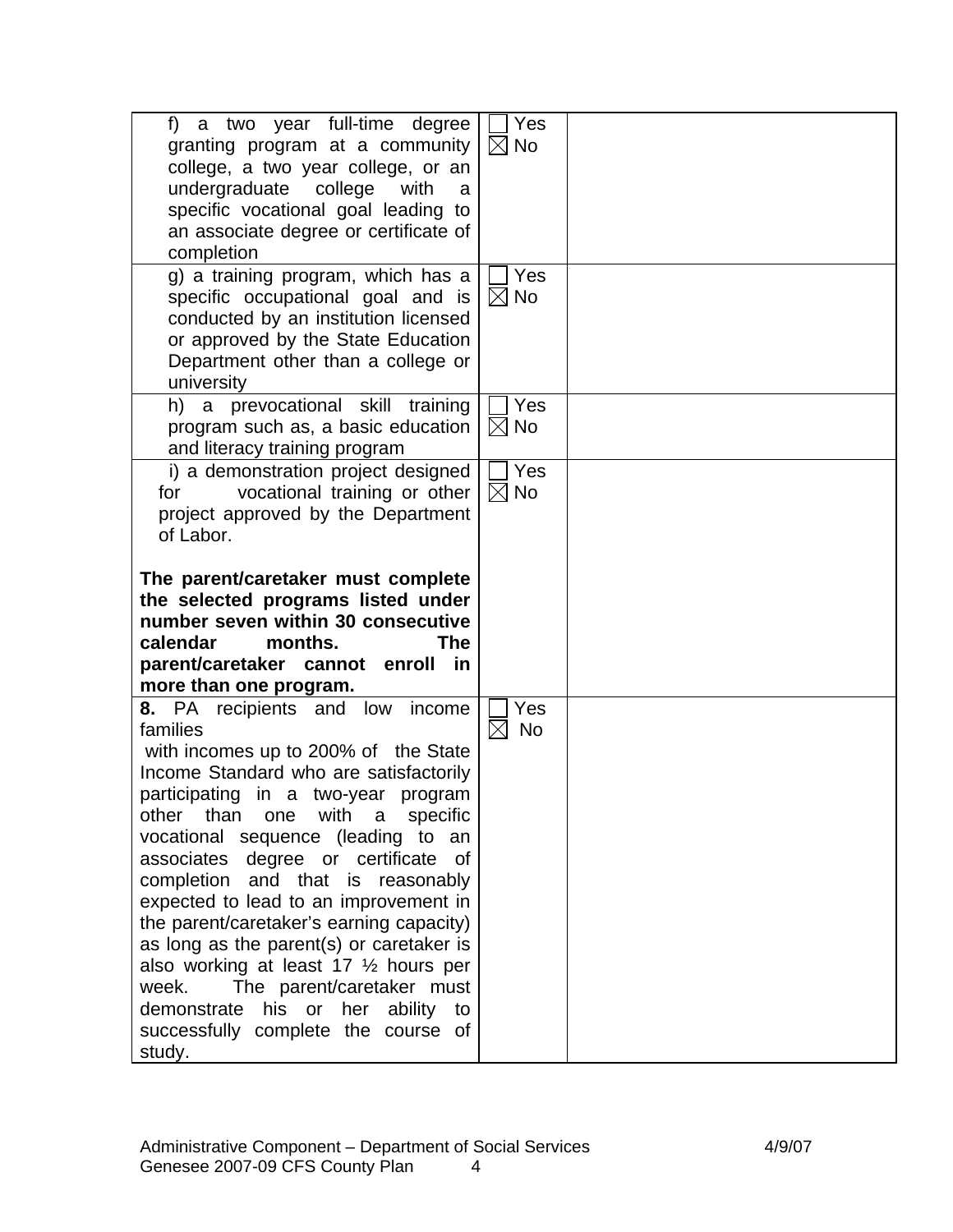| | | |
|---|---|---|
| f) a two year full-time degree granting program at a community college, a two year college, or an undergraduate college with a specific vocational goal leading to an associate degree or certificate of completion | ☐ Yes ☒ No | |
| g) a training program, which has a specific occupational goal and is conducted by an institution licensed or approved by the State Education Department other than a college or university | ☐ Yes ☒ No | |
| h) a prevocational skill training program such as, a basic education and literacy training program | ☐ Yes ☒ No | |
| i) a demonstration project designed for vocational training or other project approved by the Department of Labor.<br><br>**The parent/caretaker must complete the selected programs listed under number seven within 30 consecutive calendar months. The parent/caretaker cannot enroll in more than one program.** | ☐ Yes ☒ No | |
| **8.** PA recipients and low income families with incomes up to 200% of the State Income Standard who are satisfactorily participating in a two-year program other than one with a specific vocational sequence (leading to an associates degree or certificate of completion and that is reasonably expected to lead to an improvement in the parent/caretaker's earning capacity) as long as the parent(s) or caretaker is also working at least 17 ½ hours per week. The parent/caretaker must demonstrate his or her ability to successfully complete the course of study. | ☐ Yes ☒ No | |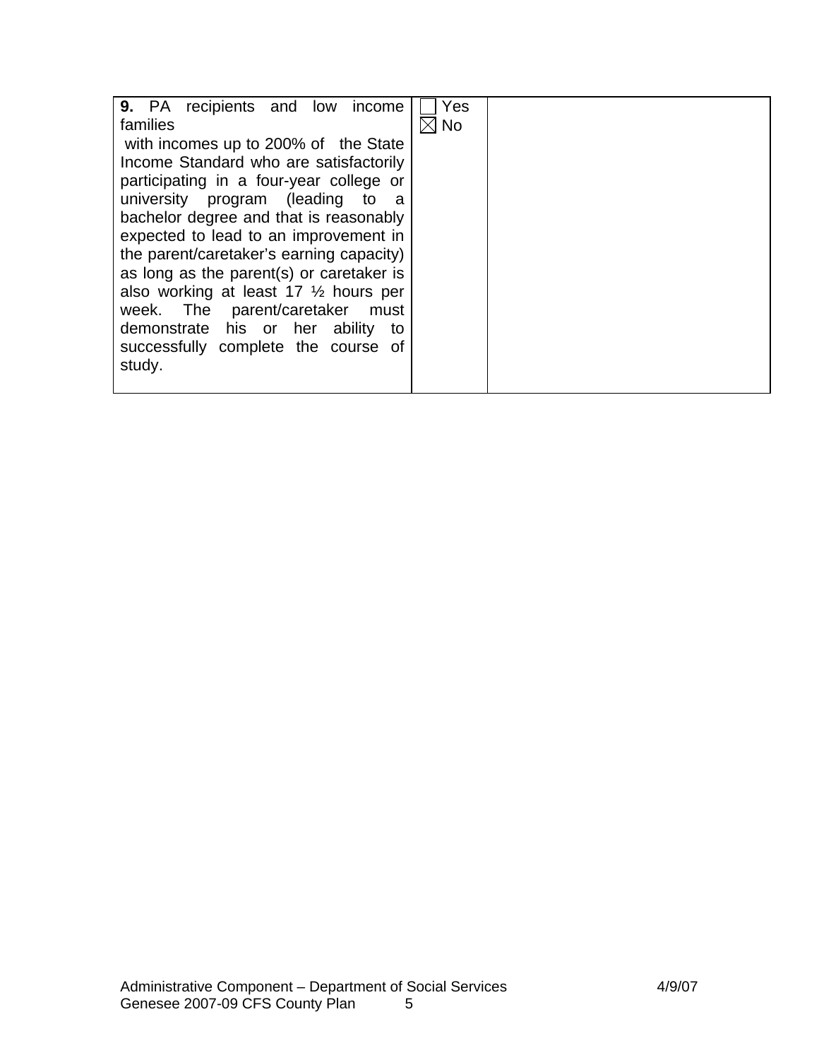| **9.** PA recipients and low income families with incomes up to 200% of the State Income Standard who are satisfactorily participating in a four-year college or university program (leading to a bachelor degree and that is reasonably expected to lead to an improvement in the parent/caretaker's earning capacity) as long as the parent(s) or caretaker is also working at least 17 ½ hours per week. The parent/caretaker must demonstrate his or her ability to successfully complete the course of study. | ☐ Yes<br>☒ No | |
|---|---|---|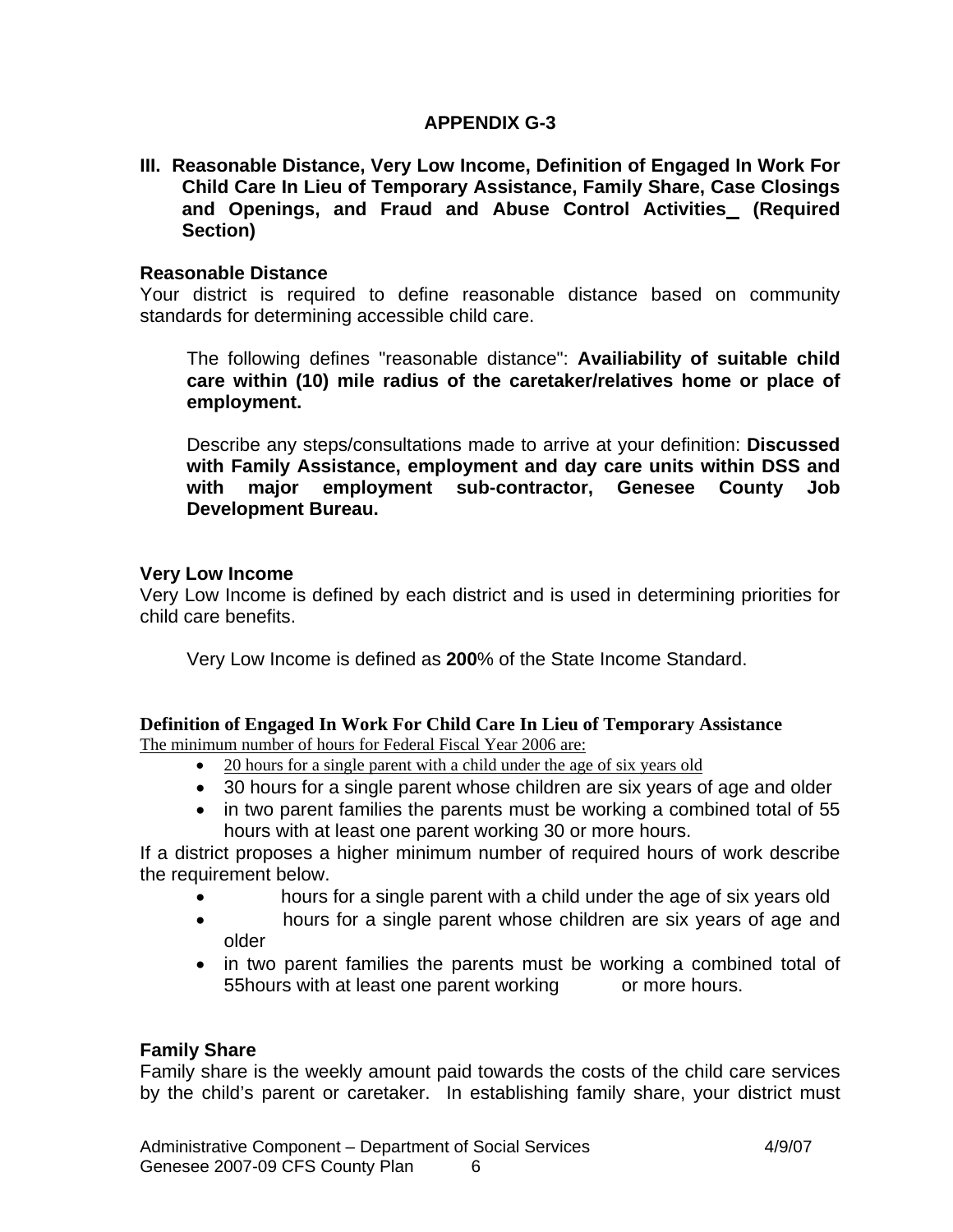## APPENDIX G-3

### III. Reasonable Distance, Very Low Income, Definition of Engaged In Work For Child Care In Lieu of Temporary Assistance, Family Share, Case Closings and Openings, and Fraud and Abuse Control Activities (Required Section)

**Reasonable Distance**

Your district is required to define reasonable distance based on community standards for determining accessible child care.

The following defines "reasonable distance": **Availiability of suitable child care within (10) mile radius of the caretaker/relatives home or place of employment.**

Describe any steps/consultations made to arrive at your definition: **Discussed with Family Assistance, employment and day care units within DSS and with major employment sub-contractor, Genesee County Job Development Bureau.**

**Very Low Income**

Very Low Income is defined by each district and is used in determining priorities for child care benefits.

Very Low Income is defined as **200**% of the State Income Standard.

**Definition of Engaged In Work For Child Care In Lieu of Temporary Assistance**

The minimum number of hours for Federal Fiscal Year 2006 are:

- 20 hours for a single parent with a child under the age of six years old
- 30 hours for a single parent whose children are six years of age and older
- in two parent families the parents must be working a combined total of 55 hours with at least one parent working 30 or more hours.

If a district proposes a higher minimum number of required hours of work describe the requirement below.

- hours for a single parent with a child under the age of six years old
- hours for a single parent whose children are six years of age and older
- in two parent families the parents must be working a combined total of 55hours with at least one parent working or more hours.

**Family Share**

Family share is the weekly amount paid towards the costs of the child care services by the child's parent or caretaker. In establishing family share, your district must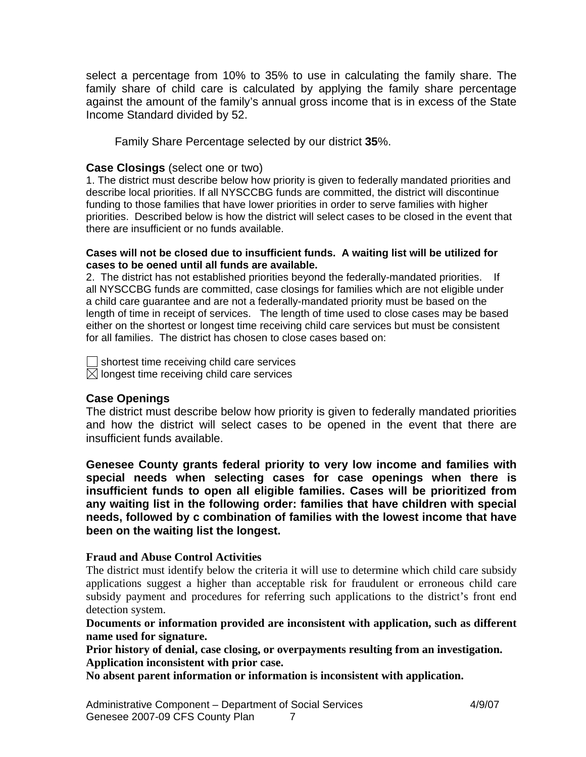select a percentage from 10% to 35% to use in calculating the family share. The family share of child care is calculated by applying the family share percentage against the amount of the family's annual gross income that is in excess of the State Income Standard divided by 52.

Family Share Percentage selected by our district **35**%.

**Case Closings** (select one or two)

1. The district must describe below how priority is given to federally mandated priorities and describe local priorities. If all NYSCCBG funds are committed, the district will discontinue funding to those families that have lower priorities in order to serve families with higher priorities. Described below is how the district will select cases to be closed in the event that there are insufficient or no funds available.

**Cases will not be closed due to insufficient funds. A waiting list will be utilized for cases to be oened until all funds are available.**

2. The district has not established priorities beyond the federally-mandated priorities. If all NYSCCBG funds are committed, case closings for families which are not eligible under a child care guarantee and are not a federally-mandated priority must be based on the length of time in receipt of services. The length of time used to close cases may be based either on the shortest or longest time receiving child care services but must be consistent for all families. The district has chosen to close cases based on:

☐ shortest time receiving child care services
☒ longest time receiving child care services

**Case Openings**

The district must describe below how priority is given to federally mandated priorities and how the district will select cases to be opened in the event that there are insufficient funds available.

**Genesee County grants federal priority to very low income and families with special needs when selecting cases for case openings when there is insufficient funds to open all eligible families. Cases will be prioritized from any waiting list in the following order: families that have children with special needs, followed by c combination of families with the lowest income that have been on the waiting list the longest.**

**Fraud and Abuse Control Activities**

The district must identify below the criteria it will use to determine which child care subsidy applications suggest a higher than acceptable risk for fraudulent or erroneous child care subsidy payment and procedures for referring such applications to the district's front end detection system.

**Documents or information provided are inconsistent with application, such as different name used for signature.**
**Prior history of denial, case closing, or overpayments resulting from an investigation.**
**Application inconsistent with prior case.**
**No absent parent information or information is inconsistent with application.**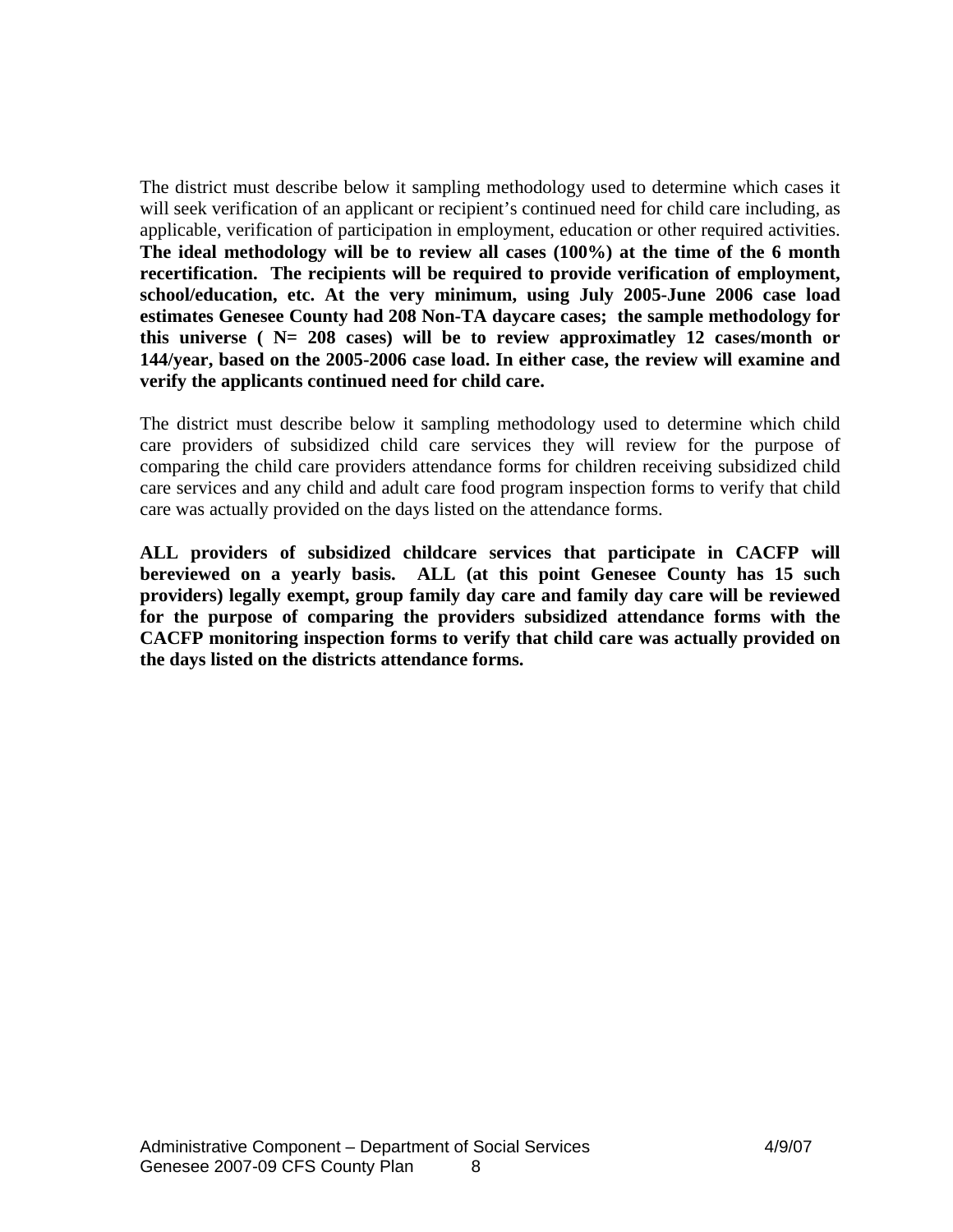The district must describe below it sampling methodology used to determine which cases it will seek verification of an applicant or recipient's continued need for child care including, as applicable, verification of participation in employment, education or other required activities. **The ideal methodology will be to review all cases (100%) at the time of the 6 month recertification. The recipients will be required to provide verification of employment, school/education, etc. At the very minimum, using July 2005-June 2006 case load estimates Genesee County had 208 Non-TA daycare cases; the sample methodology for this universe ( N= 208 cases) will be to review approximatley 12 cases/month or 144/year, based on the 2005-2006 case load. In either case, the review will examine and verify the applicants continued need for child care.**

The district must describe below it sampling methodology used to determine which child care providers of subsidized child care services they will review for the purpose of comparing the child care providers attendance forms for children receiving subsidized child care services and any child and adult care food program inspection forms to verify that child care was actually provided on the days listed on the attendance forms.

**ALL providers of subsidized childcare services that participate in CACFP will bereviewed on a yearly basis. ALL (at this point Genesee County has 15 such providers) legally exempt, group family day care and family day care will be reviewed for the purpose of comparing the providers subsidized attendance forms with the CACFP monitoring inspection forms to verify that child care was actually provided on the days listed on the districts attendance forms.**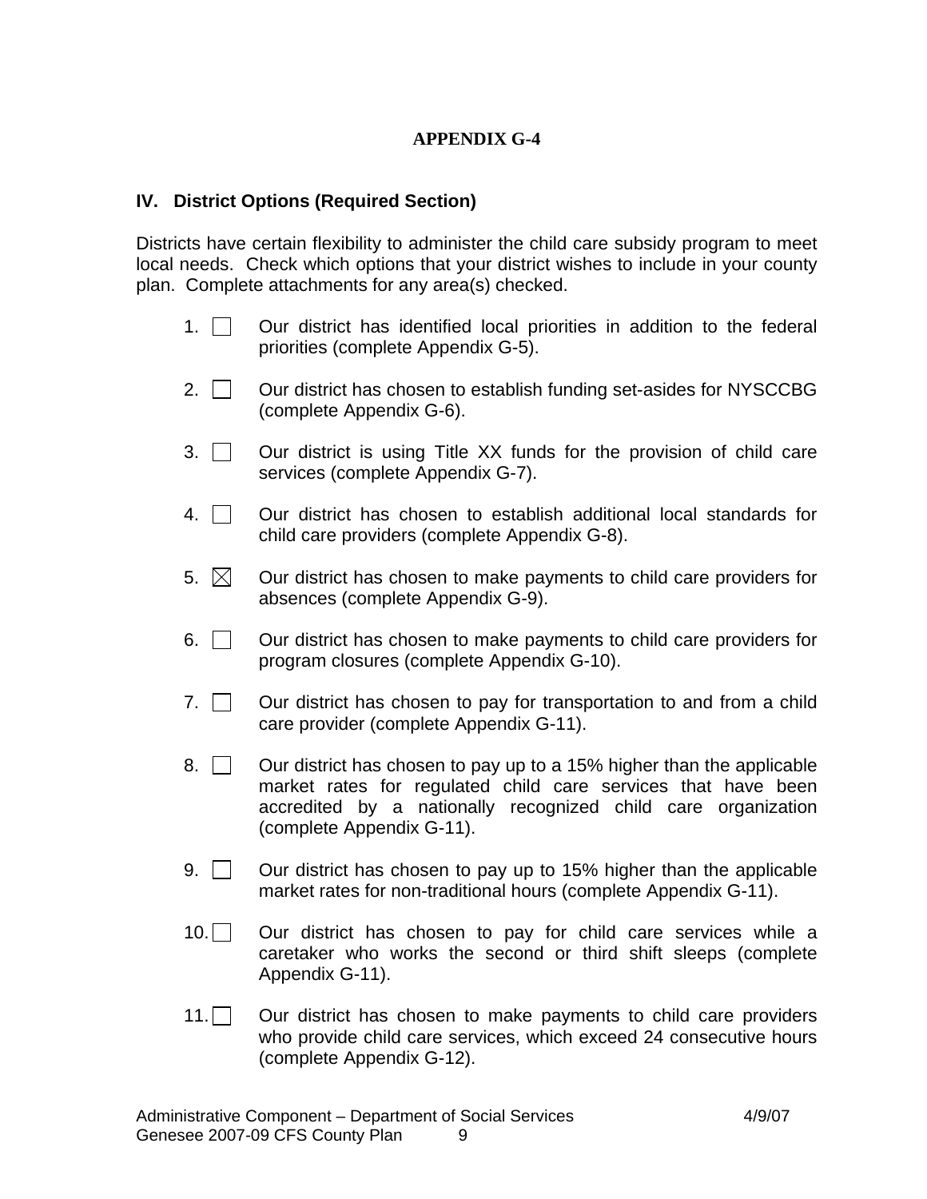## APPENDIX G-4

### IV. District Options (Required Section)

Districts have certain flexibility to administer the child care subsidy program to meet local needs. Check which options that your district wishes to include in your county plan. Complete attachments for any area(s) checked.

1. ☐ Our district has identified local priorities in addition to the federal priorities (complete Appendix G-5).

2. ☐ Our district has chosen to establish funding set-asides for NYSCCBG (complete Appendix G-6).

3. ☐ Our district is using Title XX funds for the provision of child care services (complete Appendix G-7).

4. ☐ Our district has chosen to establish additional local standards for child care providers (complete Appendix G-8).

5. ☒ Our district has chosen to make payments to child care providers for absences (complete Appendix G-9).

6. ☐ Our district has chosen to make payments to child care providers for program closures (complete Appendix G-10).

7. ☐ Our district has chosen to pay for transportation to and from a child care provider (complete Appendix G-11).

8. ☐ Our district has chosen to pay up to a 15% higher than the applicable market rates for regulated child care services that have been accredited by a nationally recognized child care organization (complete Appendix G-11).

9. ☐ Our district has chosen to pay up to 15% higher than the applicable market rates for non-traditional hours (complete Appendix G-11).

10. ☐ Our district has chosen to pay for child care services while a caretaker who works the second or third shift sleeps (complete Appendix G-11).

11. ☐ Our district has chosen to make payments to child care providers who provide child care services, which exceed 24 consecutive hours (complete Appendix G-12).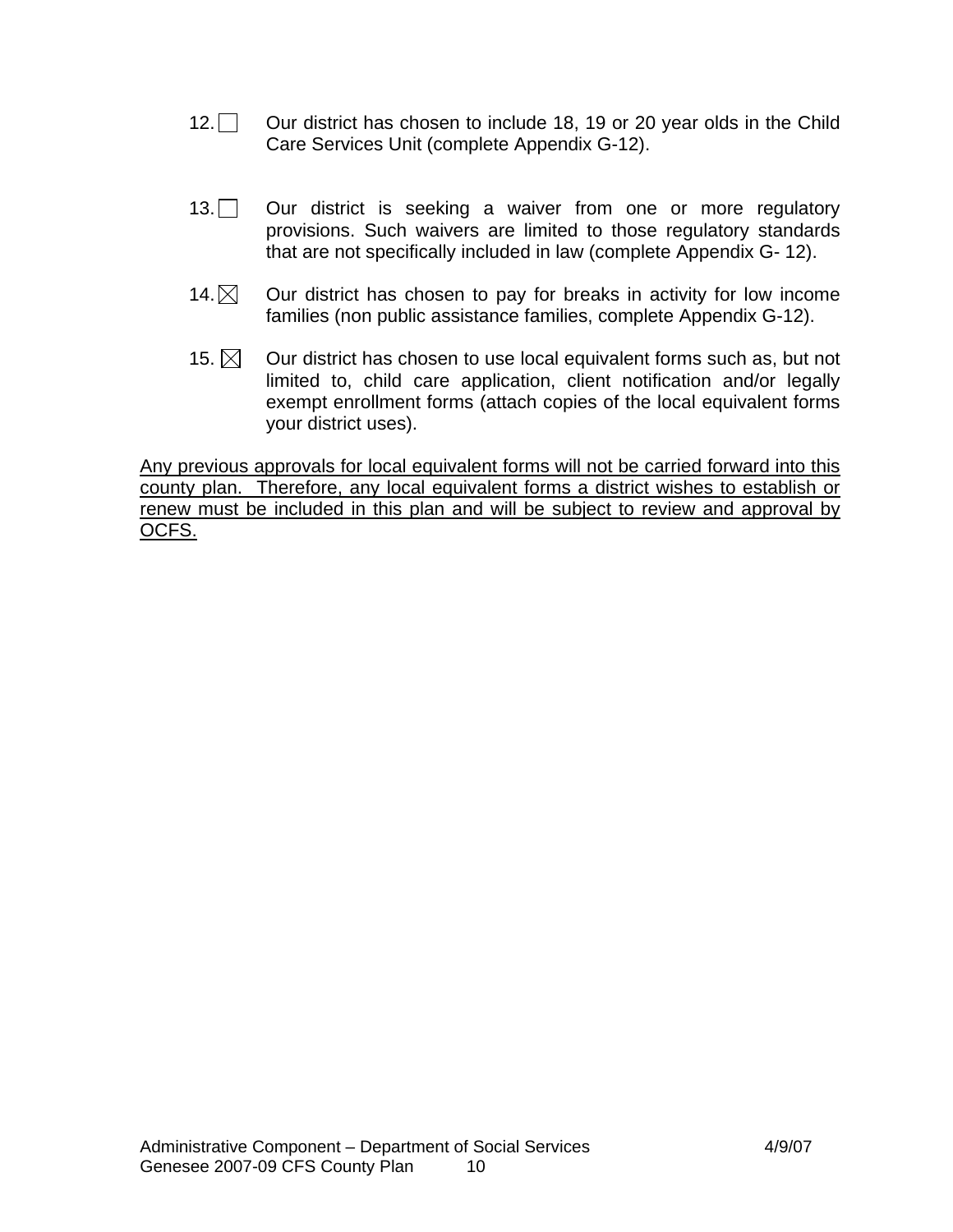12. ☐ Our district has chosen to include 18, 19 or 20 year olds in the Child Care Services Unit (complete Appendix G-12).

13. ☐ Our district is seeking a waiver from one or more regulatory provisions. Such waivers are limited to those regulatory standards that are not specifically included in law (complete Appendix G- 12).

14. ☒ Our district has chosen to pay for breaks in activity for low income families (non public assistance families, complete Appendix G-12).

15. ☒ Our district has chosen to use local equivalent forms such as, but not limited to, child care application, client notification and/or legally exempt enrollment forms (attach copies of the local equivalent forms your district uses).

<u>Any previous approvals for local equivalent forms will not be carried forward into this county plan. Therefore, any local equivalent forms a district wishes to establish or renew must be included in this plan and will be subject to review and approval by OCFS.</u>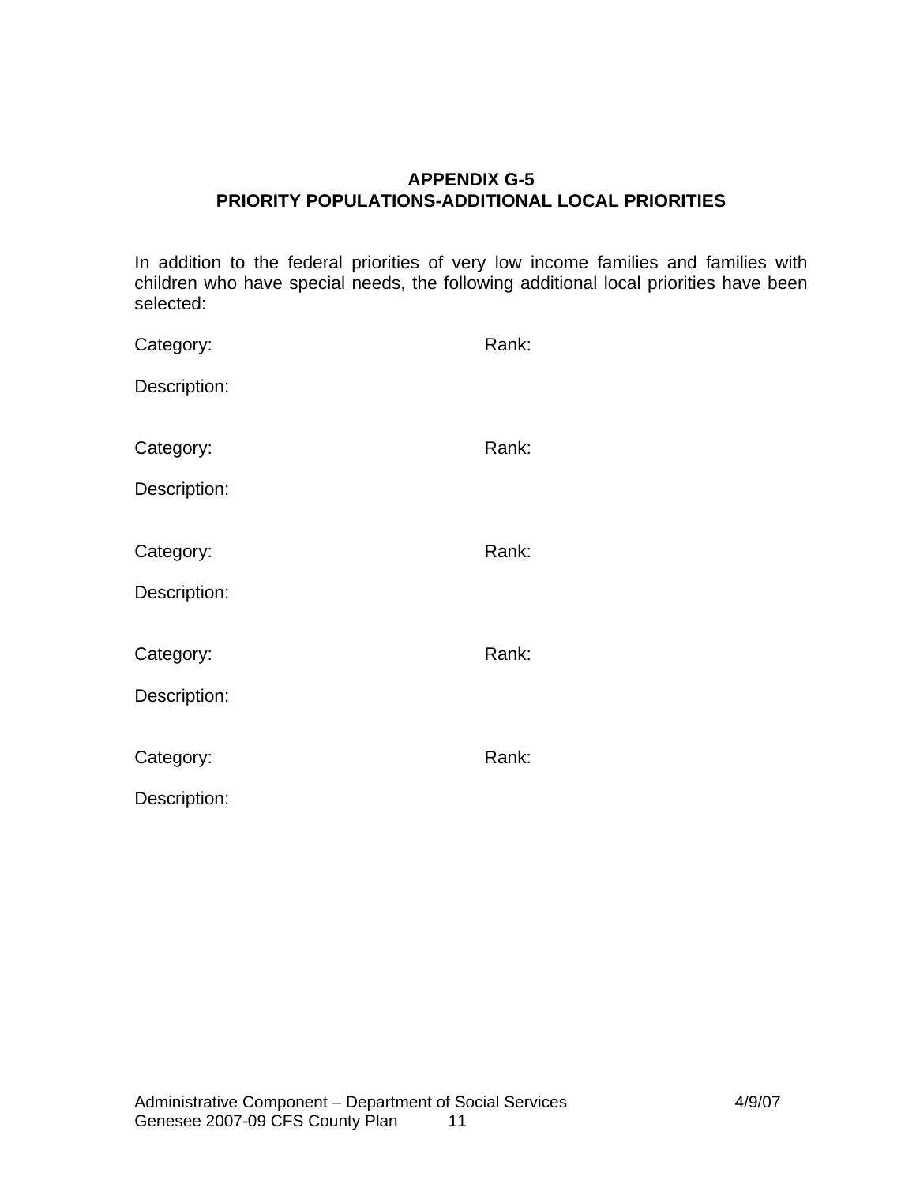**APPENDIX G-5**
**PRIORITY POPULATIONS-ADDITIONAL LOCAL PRIORITIES**

In addition to the federal priorities of very low income families and families with children who have special needs, the following additional local priorities have been selected:

Category: Rank:

Description:

Category: Rank:

Description:

Category: Rank:

Description:

Category: Rank:

Description:

Category: Rank:

Description: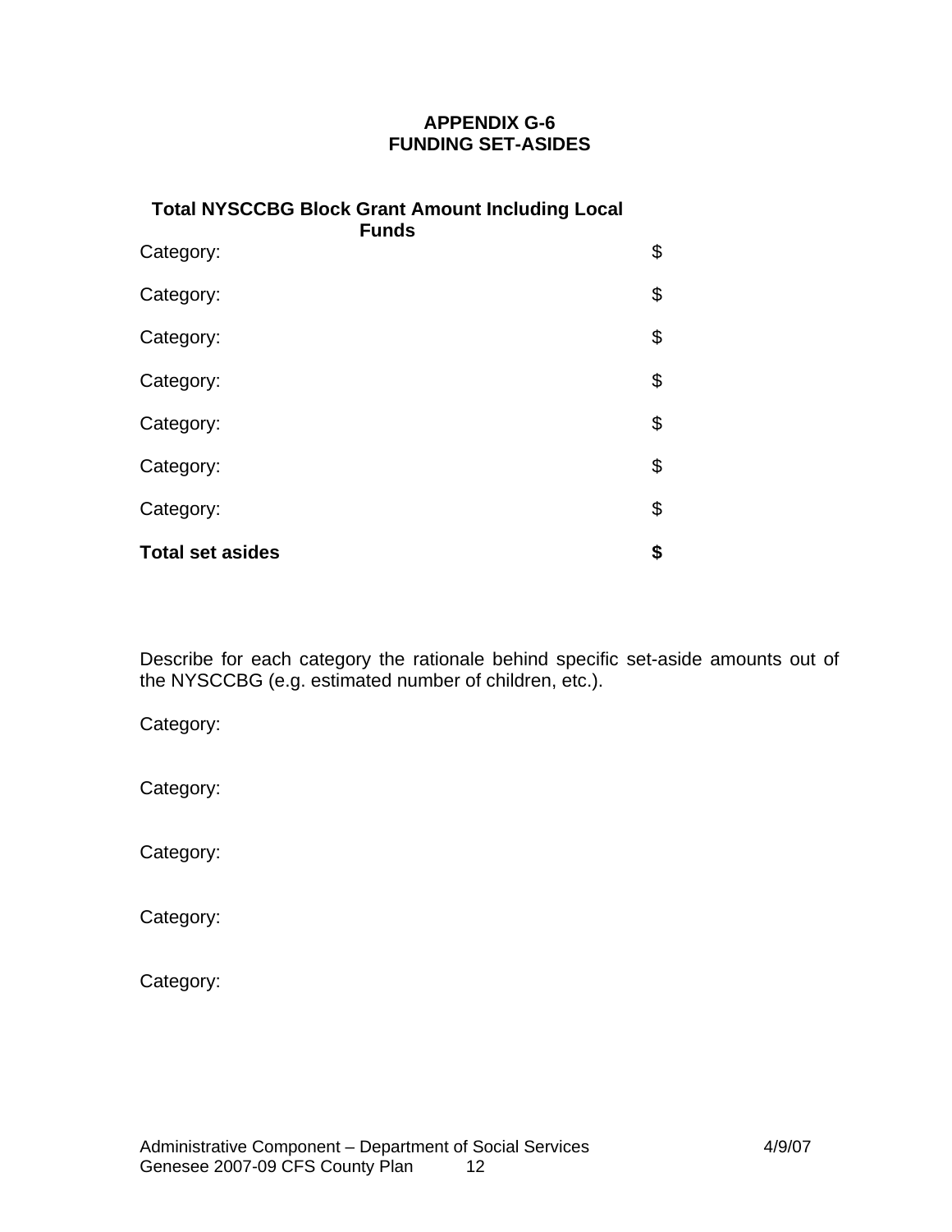## APPENDIX G-6
## FUNDING SET-ASIDES

| Total NYSCCBG Block Grant Amount Including Local Funds | |
|---|---|
| Category: | $ |
| Category: | $ |
| Category: | $ |
| Category: | $ |
| Category: | $ |
| Category: | $ |
| Category: | $ |
| **Total set asides** | **$** |

Describe for each category the rationale behind specific set-aside amounts out of the NYSCCBG (e.g. estimated number of children, etc.).

Category:

Category:

Category:

Category:

Category: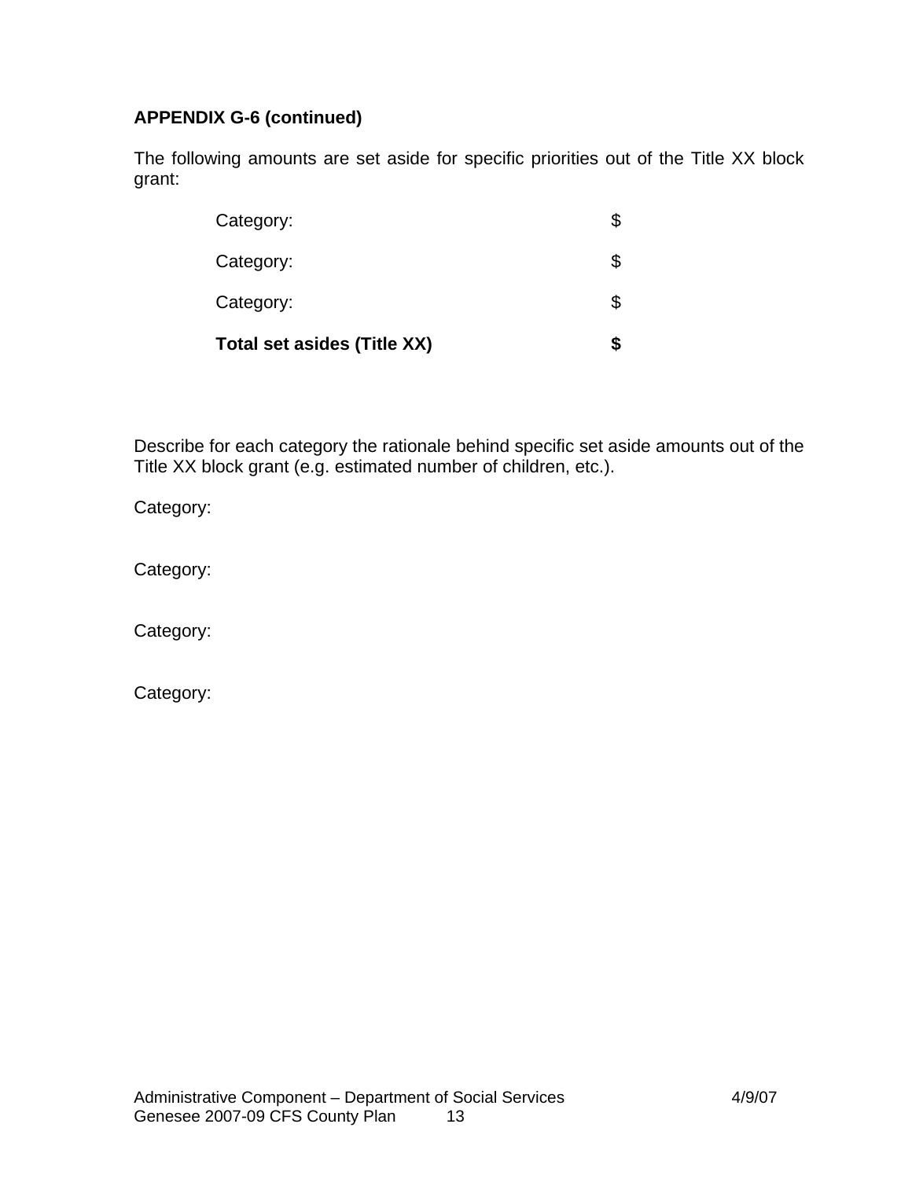**APPENDIX G-6 (continued)**

The following amounts are set aside for specific priorities out of the Title XX block grant:

| | |
|---|---|
| Category: | $ |
| Category: | $ |
| Category: | $ |
| **Total set asides (Title XX)** | **$** |

Describe for each category the rationale behind specific set aside amounts out of the Title XX block grant (e.g. estimated number of children, etc.).

Category:

Category:

Category:

Category: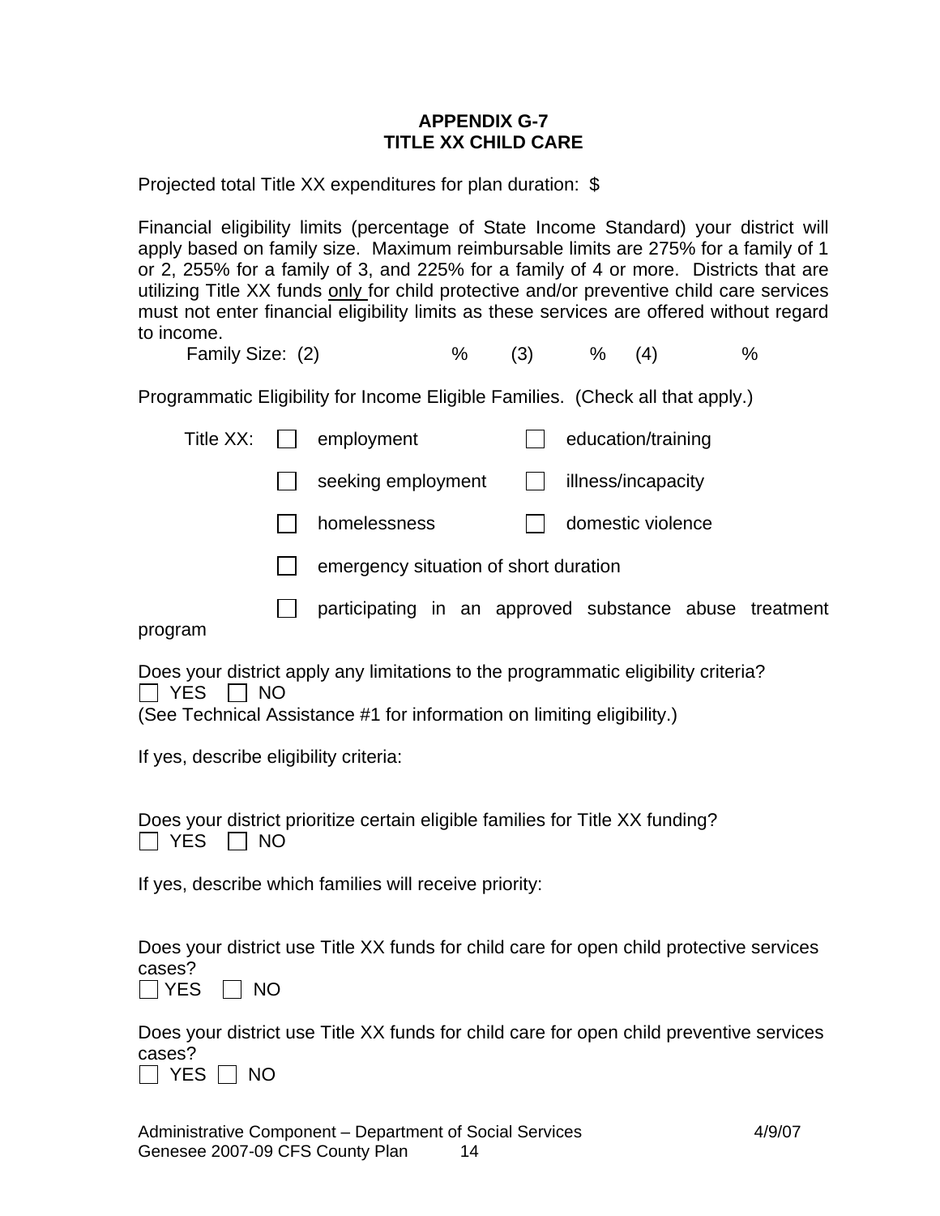## APPENDIX G-7
## TITLE XX CHILD CARE

Projected total Title XX expenditures for plan duration: $

Financial eligibility limits (percentage of State Income Standard) your district will apply based on family size. Maximum reimbursable limits are 275% for a family of 1 or 2, 255% for a family of 3, and 225% for a family of 4 or more. Districts that are utilizing Title XX funds only for child protective and/or preventive child care services must not enter financial eligibility limits as these services are offered without regard to income.

Family Size: (2) % (3) % (4) %

Programmatic Eligibility for Income Eligible Families. (Check all that apply.)

Title XX:

- ☐ employment
- ☐ education/training
- ☐ seeking employment
- ☐ illness/incapacity
- ☐ homelessness
- ☐ domestic violence
- ☐ emergency situation of short duration
- ☐ participating in an approved substance abuse treatment program

Does your district apply any limitations to the programmatic eligibility criteria?
☐ YES ☐ NO
(See Technical Assistance #1 for information on limiting eligibility.)

If yes, describe eligibility criteria:

Does your district prioritize certain eligible families for Title XX funding?
☐ YES ☐ NO

If yes, describe which families will receive priority:

Does your district use Title XX funds for child care for open child protective services cases?
☐ YES ☐ NO

Does your district use Title XX funds for child care for open child preventive services cases?
☐ YES ☐ NO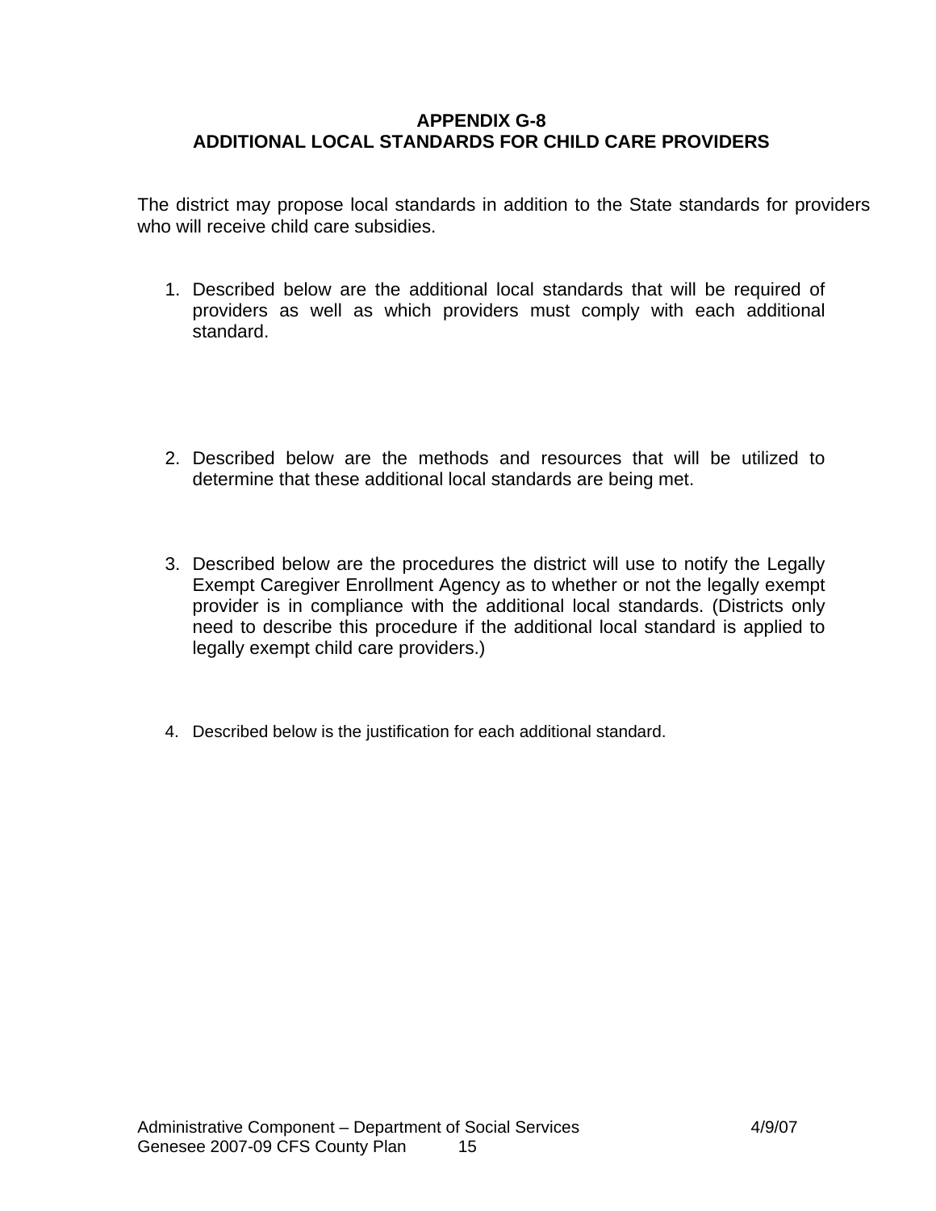# APPENDIX G-8
# ADDITIONAL LOCAL STANDARDS FOR CHILD CARE PROVIDERS

The district may propose local standards in addition to the State standards for providers who will receive child care subsidies.

1. Described below are the additional local standards that will be required of providers as well as which providers must comply with each additional standard.

2. Described below are the methods and resources that will be utilized to determine that these additional local standards are being met.

3. Described below are the procedures the district will use to notify the Legally Exempt Caregiver Enrollment Agency as to whether or not the legally exempt provider is in compliance with the additional local standards. (Districts only need to describe this procedure if the additional local standard is applied to legally exempt child care providers.)

4. Described below is the justification for each additional standard.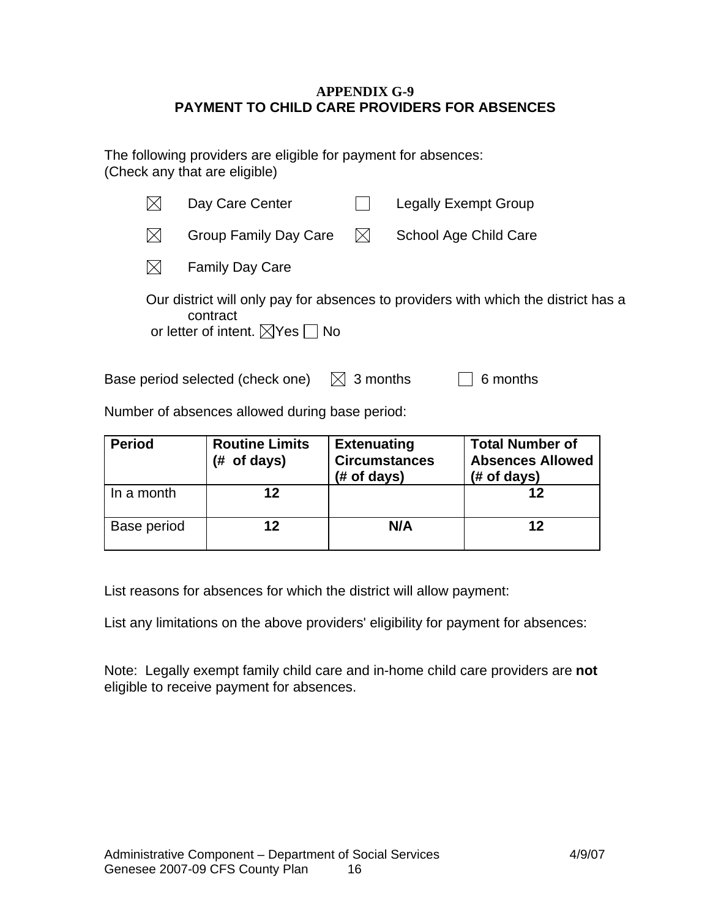# APPENDIX G-9
## PAYMENT TO CHILD CARE PROVIDERS FOR ABSENCES

The following providers are eligible for payment for absences:
(Check any that are eligible)

- ☒ Day Care Center
- ☐ Legally Exempt Group
- ☒ Group Family Day Care
- ☒ School Age Child Care
- ☒ Family Day Care

Our district will only pay for absences to providers with which the district has a contract or letter of intent. ☒Yes ☐ No

Base period selected (check one) ☒ 3 months ☐ 6 months

Number of absences allowed during base period:

| Period | Routine Limits (# of days) | Extenuating Circumstances (# of days) | Total Number of Absences Allowed (# of days) |
|---|---|---|---|
| In a month | 12 | | 12 |
| Base period | 12 | N/A | 12 |

List reasons for absences for which the district will allow payment:

List any limitations on the above providers' eligibility for payment for absences:

Note: Legally exempt family child care and in-home child care providers are **not** eligible to receive payment for absences.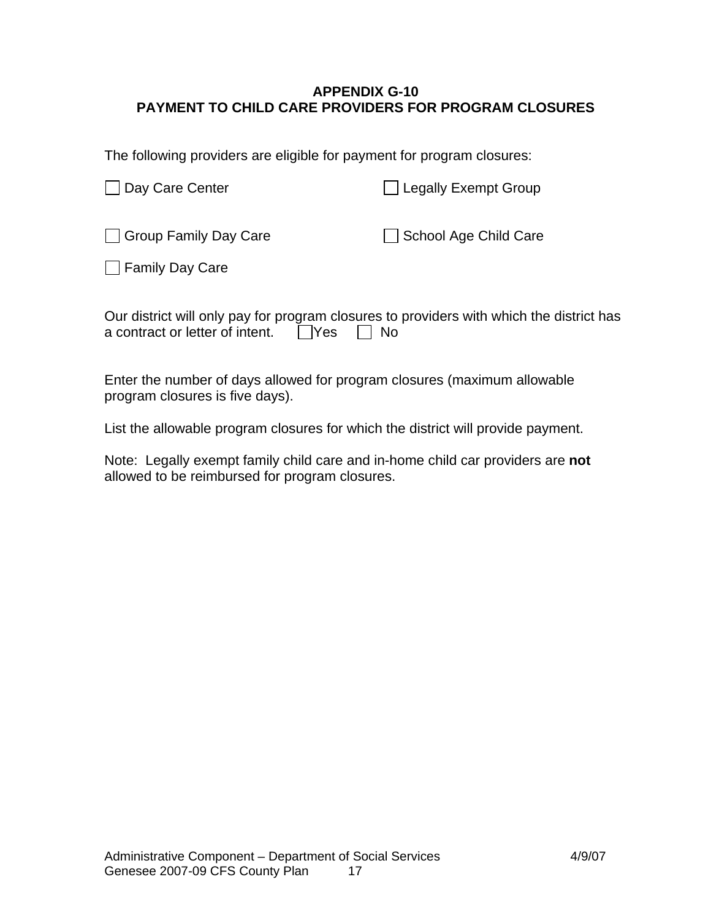## APPENDIX G-10
## PAYMENT TO CHILD CARE PROVIDERS FOR PROGRAM CLOSURES

The following providers are eligible for payment for program closures:

☐ Day Care Center ☐ Legally Exempt Group

☐ Group Family Day Care ☐ School Age Child Care

☐ Family Day Care

Our district will only pay for program closures to providers with which the district has a contract or letter of intent. ☐ Yes ☐ No

Enter the number of days allowed for program closures (maximum allowable program closures is five days).

List the allowable program closures for which the district will provide payment.

Note: Legally exempt family child care and in-home child car providers are **not** allowed to be reimbursed for program closures.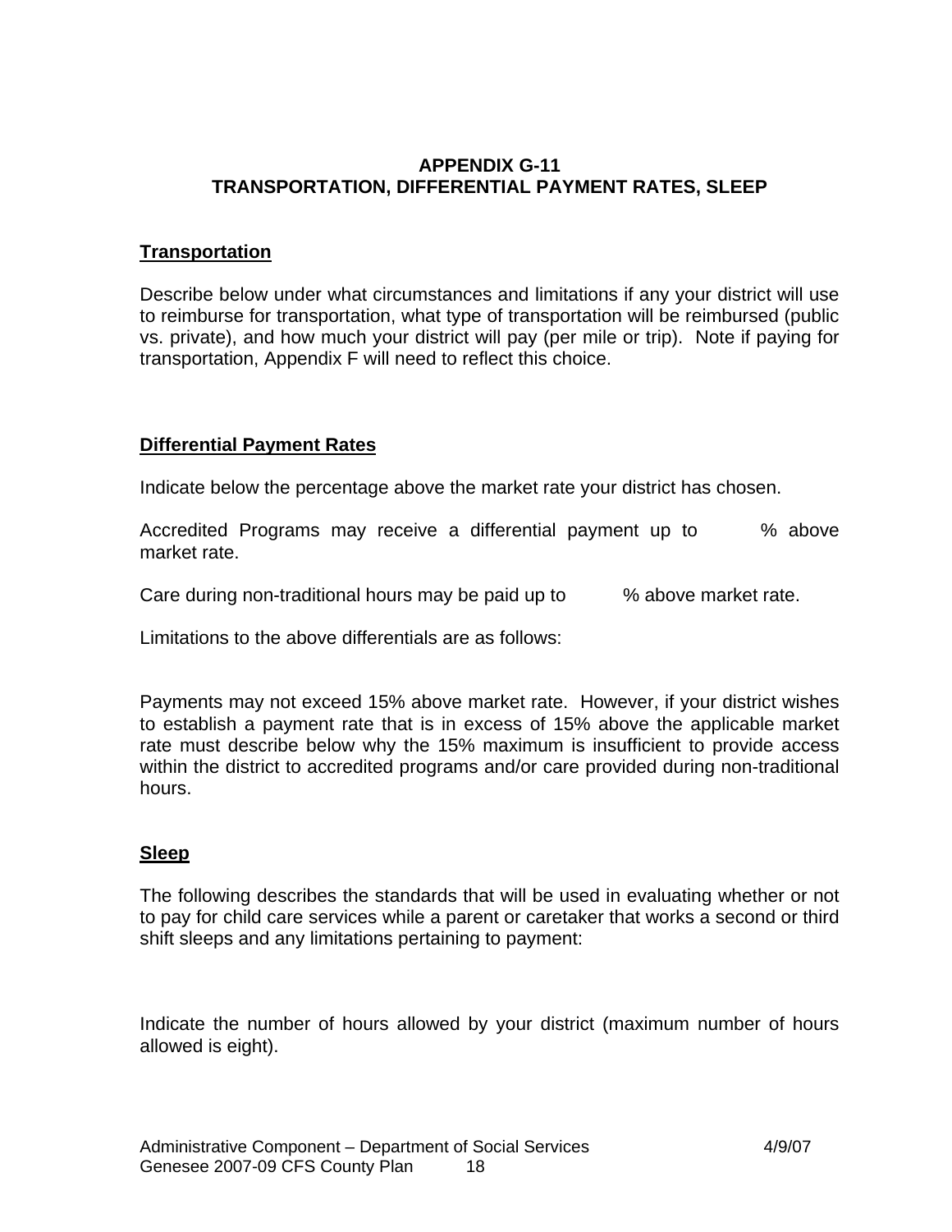## APPENDIX G-11
## TRANSPORTATION, DIFFERENTIAL PAYMENT RATES, SLEEP

### Transportation

Describe below under what circumstances and limitations if any your district will use to reimburse for transportation, what type of transportation will be reimbursed (public vs. private), and how much your district will pay (per mile or trip). Note if paying for transportation, Appendix F will need to reflect this choice.

### Differential Payment Rates

Indicate below the percentage above the market rate your district has chosen.

Accredited Programs may receive a differential payment up to % above market rate.

Care during non-traditional hours may be paid up to % above market rate.

Limitations to the above differentials are as follows:

Payments may not exceed 15% above market rate. However, if your district wishes to establish a payment rate that is in excess of 15% above the applicable market rate must describe below why the 15% maximum is insufficient to provide access within the district to accredited programs and/or care provided during non-traditional hours.

### Sleep

The following describes the standards that will be used in evaluating whether or not to pay for child care services while a parent or caretaker that works a second or third shift sleeps and any limitations pertaining to payment:

Indicate the number of hours allowed by your district (maximum number of hours allowed is eight).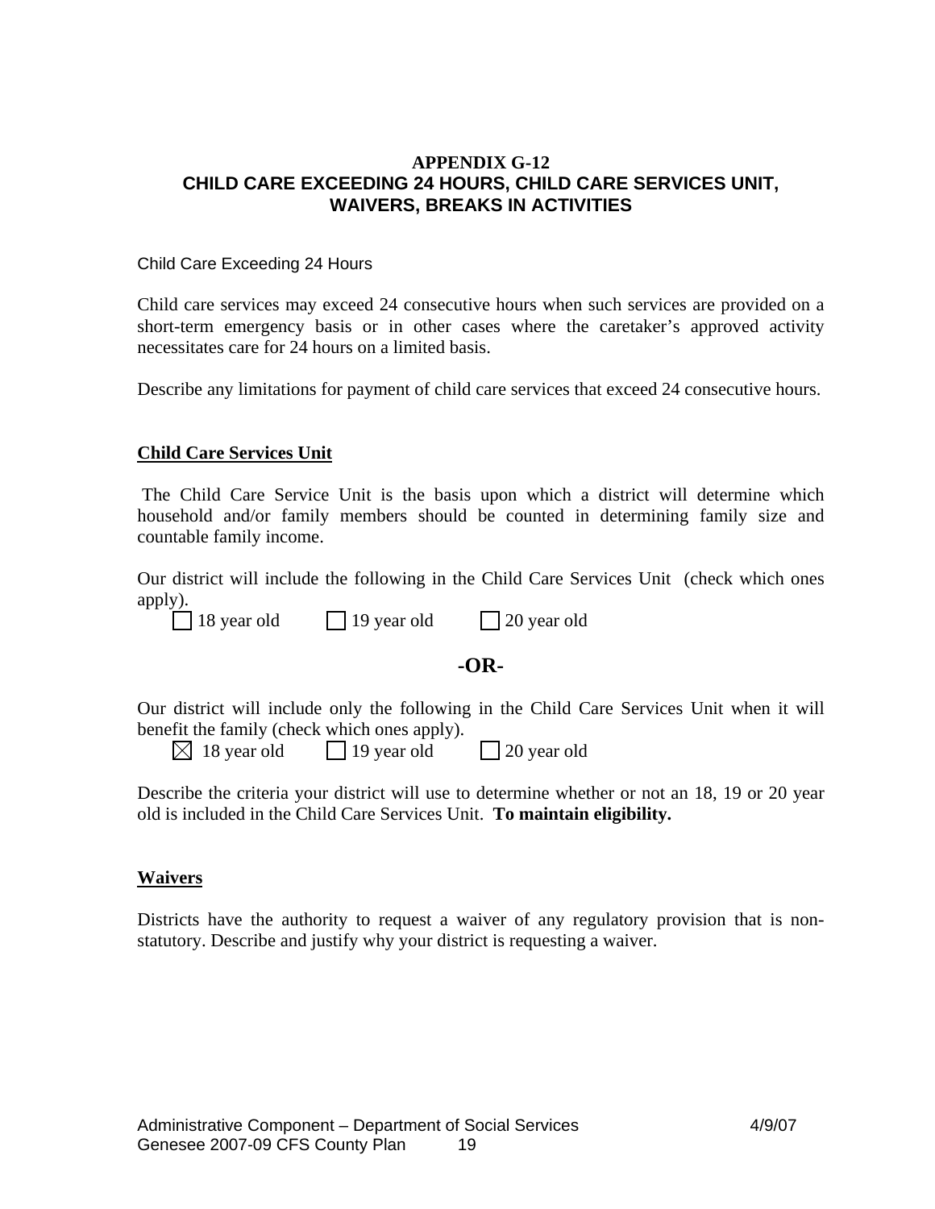**APPENDIX G-12**
**CHILD CARE EXCEEDING 24 HOURS, CHILD CARE SERVICES UNIT, WAIVERS, BREAKS IN ACTIVITIES**

Child Care Exceeding 24 Hours

Child care services may exceed 24 consecutive hours when such services are provided on a short-term emergency basis or in other cases where the caretaker's approved activity necessitates care for 24 hours on a limited basis.

Describe any limitations for payment of child care services that exceed 24 consecutive hours.

**Child Care Services Unit**

The Child Care Service Unit is the basis upon which a district will determine which household and/or family members should be counted in determining family size and countable family income.

Our district will include the following in the Child Care Services Unit (check which ones apply).

☐ 18 year old ☐ 19 year old ☐ 20 year old

**-OR-**

Our district will include only the following in the Child Care Services Unit when it will benefit the family (check which ones apply).

☒ 18 year old ☐ 19 year old ☐ 20 year old

Describe the criteria your district will use to determine whether or not an 18, 19 or 20 year old is included in the Child Care Services Unit. **To maintain eligibility.**

**Waivers**

Districts have the authority to request a waiver of any regulatory provision that is non-statutory. Describe and justify why your district is requesting a waiver.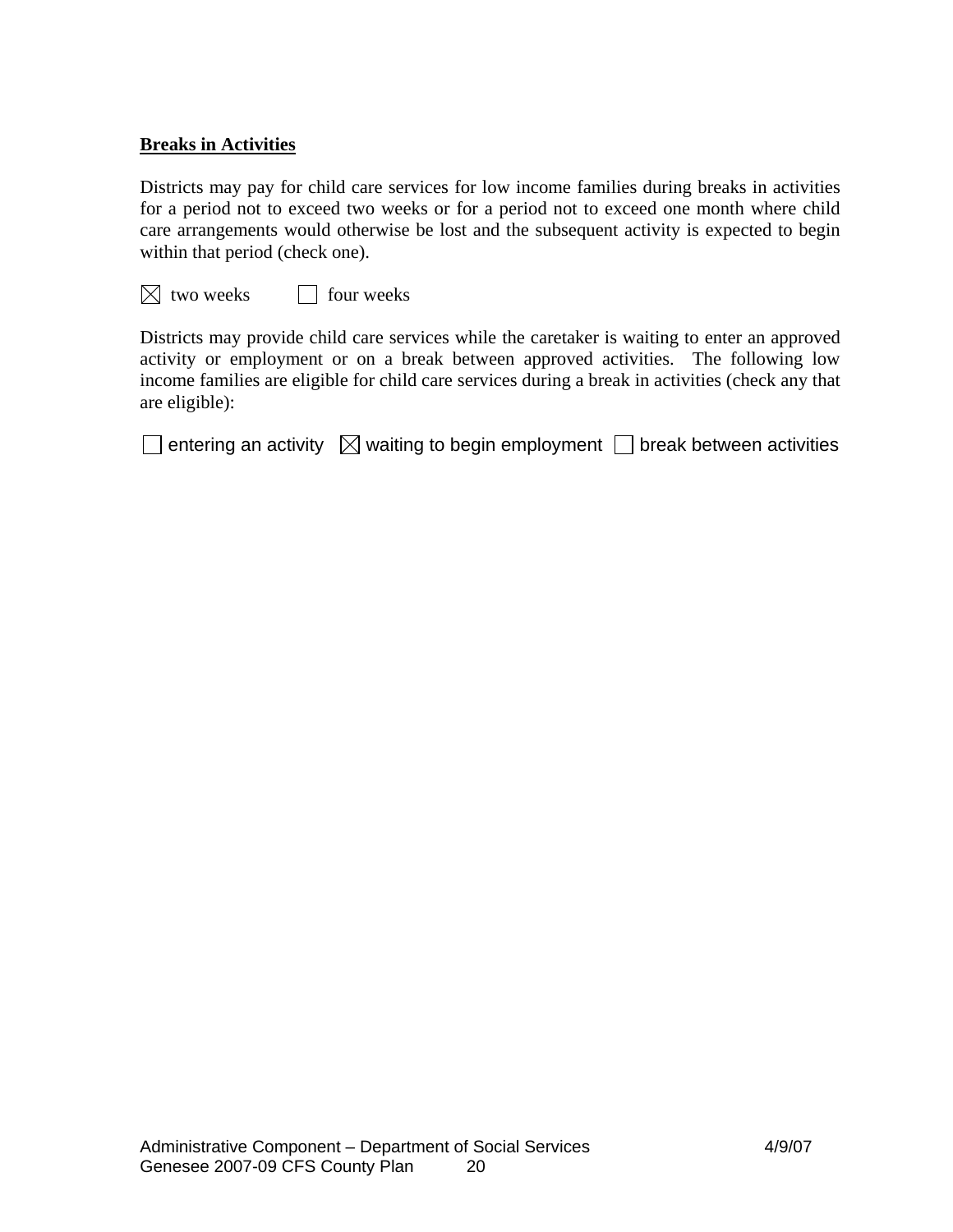**Breaks in Activities**

Districts may pay for child care services for low income families during breaks in activities for a period not to exceed two weeks or for a period not to exceed one month where child care arrangements would otherwise be lost and the subsequent activity is expected to begin within that period (check one).

☒ two weeks ☐ four weeks

Districts may provide child care services while the caretaker is waiting to enter an approved activity or employment or on a break between approved activities. The following low income families are eligible for child care services during a break in activities (check any that are eligible):

☐ entering an activity ☒ waiting to begin employment ☐ break between activities